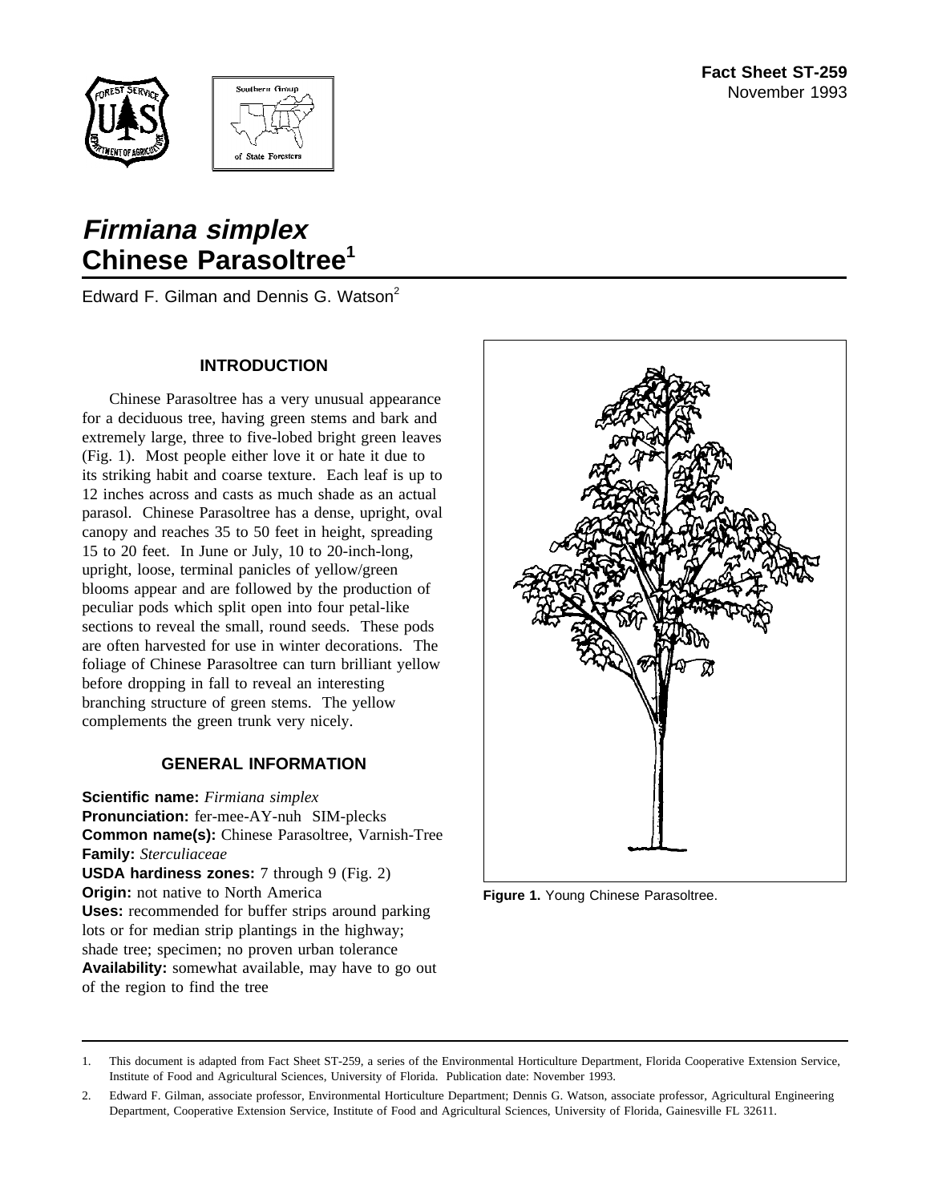Fact Sheet ST-259
November 1993

# *Firmiana simplex*
# Chinese Parasoltree[1]

Edward F. Gilman and Dennis G. Watson[2]

## INTRODUCTION

Chinese Parasoltree has a very unusual appearance for a deciduous tree, having green stems and bark and extremely large, three to five-lobed bright green leaves (Fig. 1). Most people either love it or hate it due to its striking habit and coarse texture. Each leaf is up to 12 inches across and casts as much shade as an actual parasol. Chinese Parasoltree has a dense, upright, oval canopy and reaches 35 to 50 feet in height, spreading 15 to 20 feet. In June or July, 10 to 20-inch-long, upright, loose, terminal panicles of yellow/green blooms appear and are followed by the production of peculiar pods which split open into four petal-like sections to reveal the small, round seeds. These pods are often harvested for use in winter decorations. The foliage of Chinese Parasoltree can turn brilliant yellow before dropping in fall to reveal an interesting branching structure of green stems. The yellow complements the green trunk very nicely.

## GENERAL INFORMATION

**Scientific name:** *Firmiana simplex*
**Pronunciation:** fer-mee-AY-nuh SIM-plecks
**Common name(s):** Chinese Parasoltree, Varnish-Tree
**Family:** *Sterculiaceae*
**USDA hardiness zones:** 7 through 9 (Fig. 2)
**Origin:** not native to North America
**Uses:** recommended for buffer strips around parking lots or for median strip plantings in the highway; shade tree; specimen; no proven urban tolerance
**Availability:** somewhat available, may have to go out of the region to find the tree

**Figure 1.** Young Chinese Parasoltree.

1. This document is adapted from Fact Sheet ST-259, a series of the Environmental Horticulture Department, Florida Cooperative Extension Service, Institute of Food and Agricultural Sciences, University of Florida. Publication date: November 1993.
2. Edward F. Gilman, associate professor, Environmental Horticulture Department; Dennis G. Watson, associate professor, Agricultural Engineering Department, Cooperative Extension Service, Institute of Food and Agricultural Sciences, University of Florida, Gainesville FL 32611.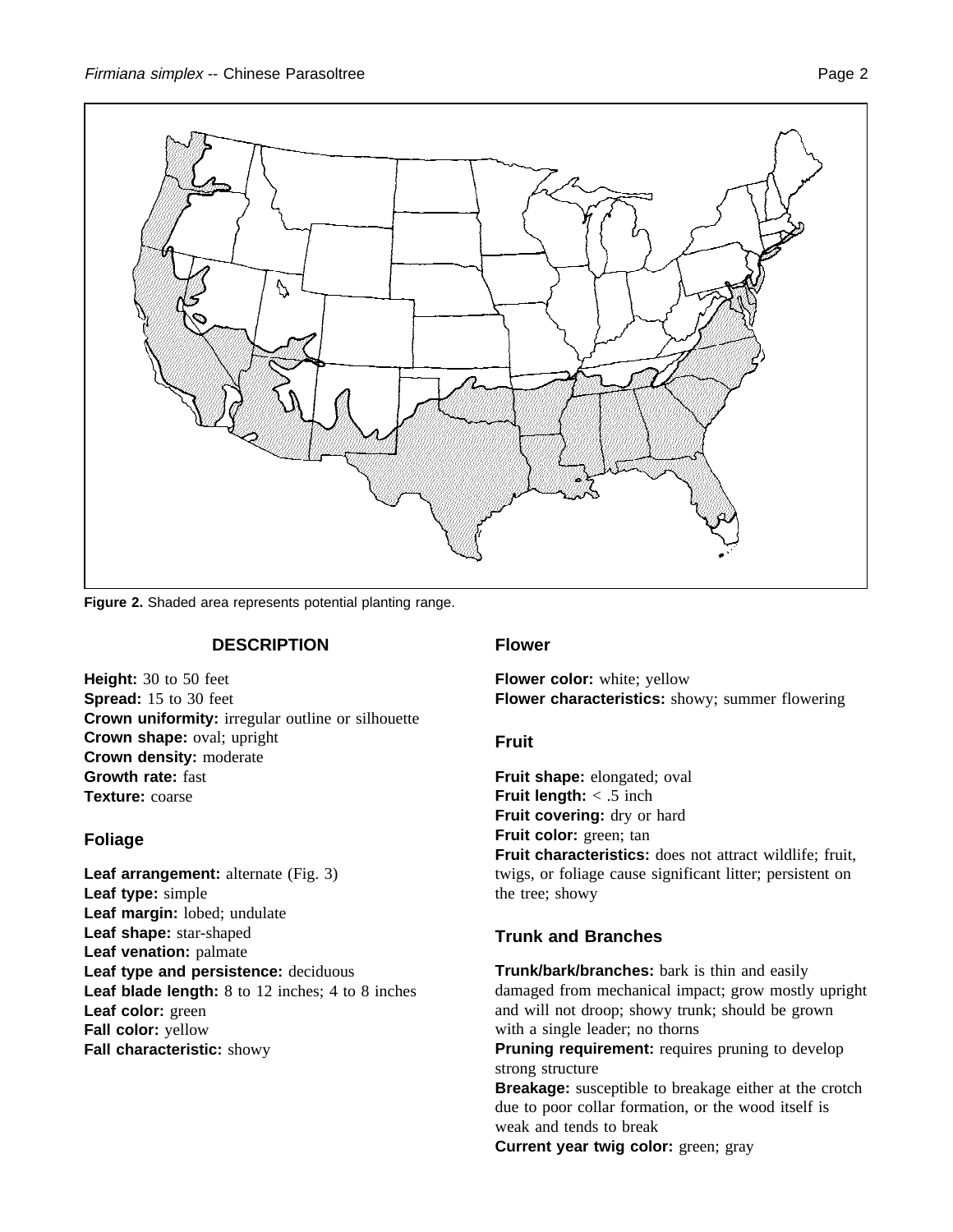Figure 2. Shaded area represents potential planting range.

## DESCRIPTION

**Height:** 30 to 50 feet
**Spread:** 15 to 30 feet
**Crown uniformity:** irregular outline or silhouette
**Crown shape:** oval; upright
**Crown density:** moderate
**Growth rate:** fast
**Texture:** coarse

### Foliage

**Leaf arrangement:** alternate (Fig. 3)
**Leaf type:** simple
**Leaf margin:** lobed; undulate
**Leaf shape:** star-shaped
**Leaf venation:** palmate
**Leaf type and persistence:** deciduous
**Leaf blade length:** 8 to 12 inches; 4 to 8 inches
**Leaf color:** green
**Fall color:** yellow
**Fall characteristic:** showy

### Flower

**Flower color:** white; yellow
**Flower characteristics:** showy; summer flowering

### Fruit

**Fruit shape:** elongated; oval
**Fruit length:** < .5 inch
**Fruit covering:** dry or hard
**Fruit color:** green; tan
**Fruit characteristics:** does not attract wildlife; fruit, twigs, or foliage cause significant litter; persistent on the tree; showy

### Trunk and Branches

**Trunk/bark/branches:** bark is thin and easily damaged from mechanical impact; grow mostly upright and will not droop; showy trunk; should be grown with a single leader; no thorns
**Pruning requirement:** requires pruning to develop strong structure
**Breakage:** susceptible to breakage either at the crotch due to poor collar formation, or the wood itself is weak and tends to break
**Current year twig color:** green; gray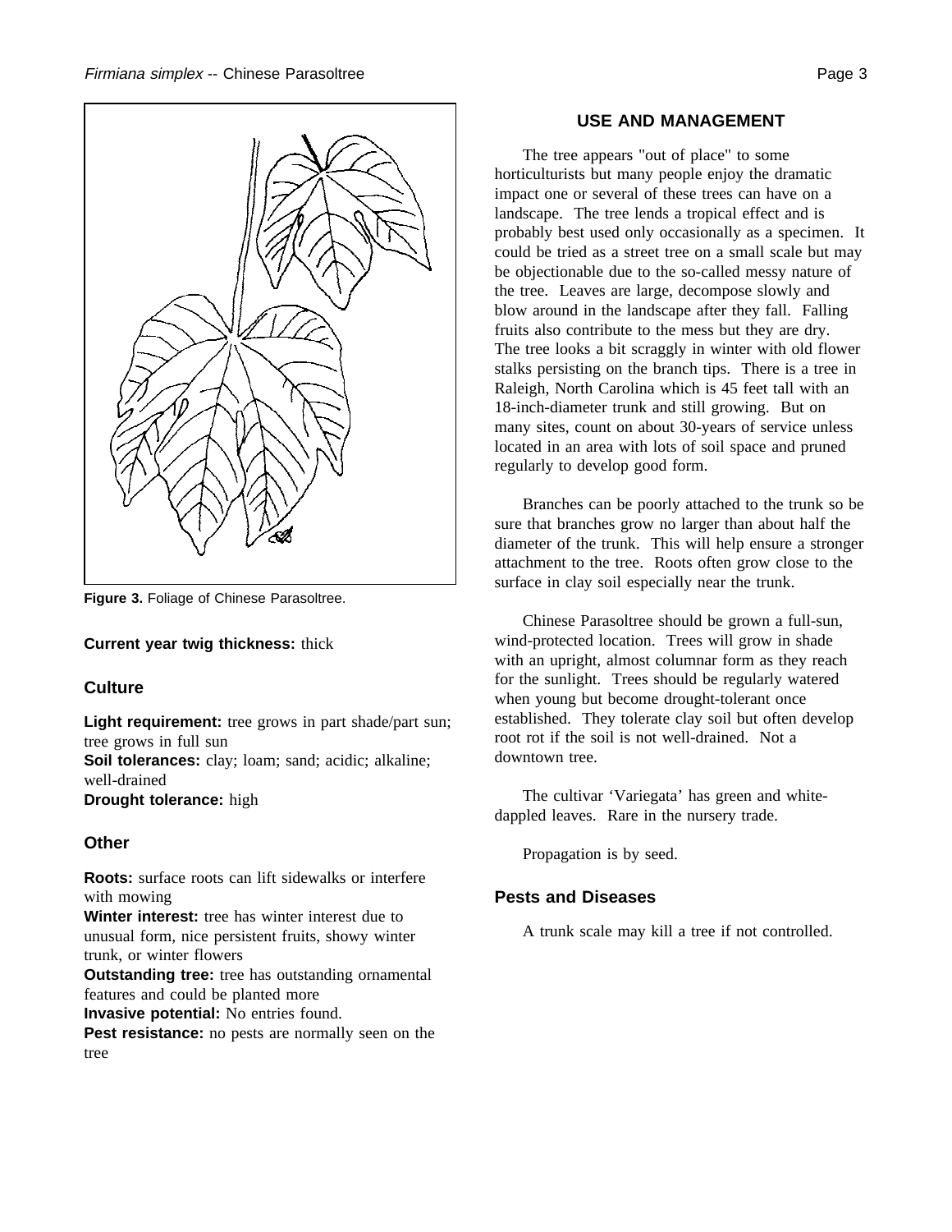Figure 3. Foliage of Chinese Parasoltree.

**Current year twig thickness:** thick

### Culture

**Light requirement:** tree grows in part shade/part sun; tree grows in full sun
**Soil tolerances:** clay; loam; sand; acidic; alkaline; well-drained
**Drought tolerance:** high

### Other

**Roots:** surface roots can lift sidewalks or interfere with mowing
**Winter interest:** tree has winter interest due to unusual form, nice persistent fruits, showy winter trunk, or winter flowers
**Outstanding tree:** tree has outstanding ornamental features and could be planted more
**Invasive potential:** No entries found.
**Pest resistance:** no pests are normally seen on the tree

## USE AND MANAGEMENT

The tree appears "out of place" to some horticulturists but many people enjoy the dramatic impact one or several of these trees can have on a landscape. The tree lends a tropical effect and is probably best used only occasionally as a specimen. It could be tried as a street tree on a small scale but may be objectionable due to the so-called messy nature of the tree. Leaves are large, decompose slowly and blow around in the landscape after they fall. Falling fruits also contribute to the mess but they are dry. The tree looks a bit scraggly in winter with old flower stalks persisting on the branch tips. There is a tree in Raleigh, North Carolina which is 45 feet tall with an 18-inch-diameter trunk and still growing. But on many sites, count on about 30-years of service unless located in an area with lots of soil space and pruned regularly to develop good form.

Branches can be poorly attached to the trunk so be sure that branches grow no larger than about half the diameter of the trunk. This will help ensure a stronger attachment to the tree. Roots often grow close to the surface in clay soil especially near the trunk.

Chinese Parasoltree should be grown a full-sun, wind-protected location. Trees will grow in shade with an upright, almost columnar form as they reach for the sunlight. Trees should be regularly watered when young but become drought-tolerant once established. They tolerate clay soil but often develop root rot if the soil is not well-drained. Not a downtown tree.

The cultivar 'Variegata' has green and white-dappled leaves. Rare in the nursery trade.

Propagation is by seed.

### Pests and Diseases

A trunk scale may kill a tree if not controlled.